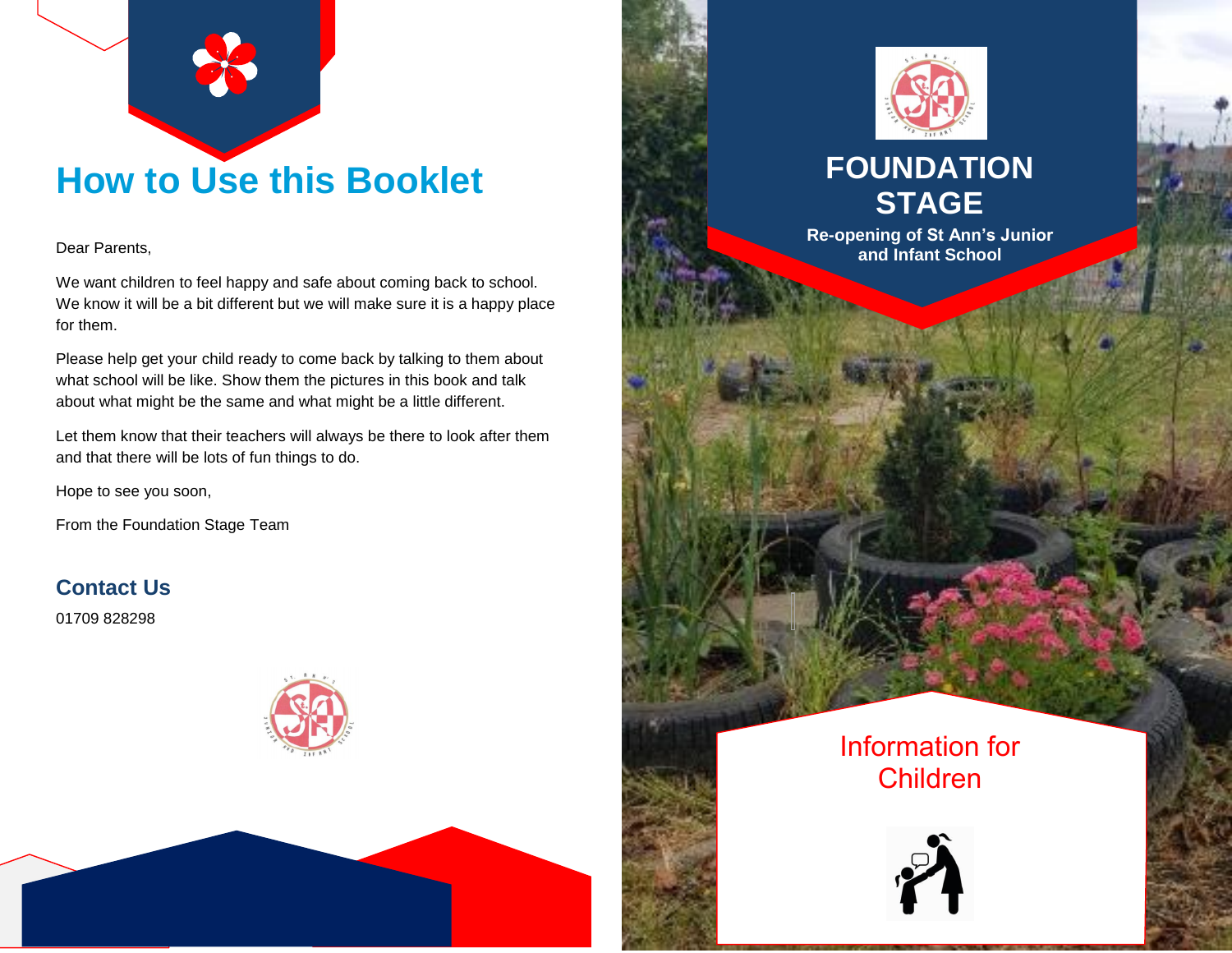# How to Use this Booklet

Dear Parents,

We want children to feel happy and safe about coming back to school. We know it will be a bit different but we will make sure it is a happy place for them.

Please help get your child ready to come back by talking to them about what school will be like. Show them the pictures in this book and talk about what might be the same and what might be a little different.

Let them know that their teachers will always be there to look after them and that there will be lots of fun things to do.

Hope to see you soon,

From the Foundation Stage Team

## Contact Us

01709 828298

# FOUNDATION STAGE

**Re-opening of St Ann's Junior and Infant School**

Information for Children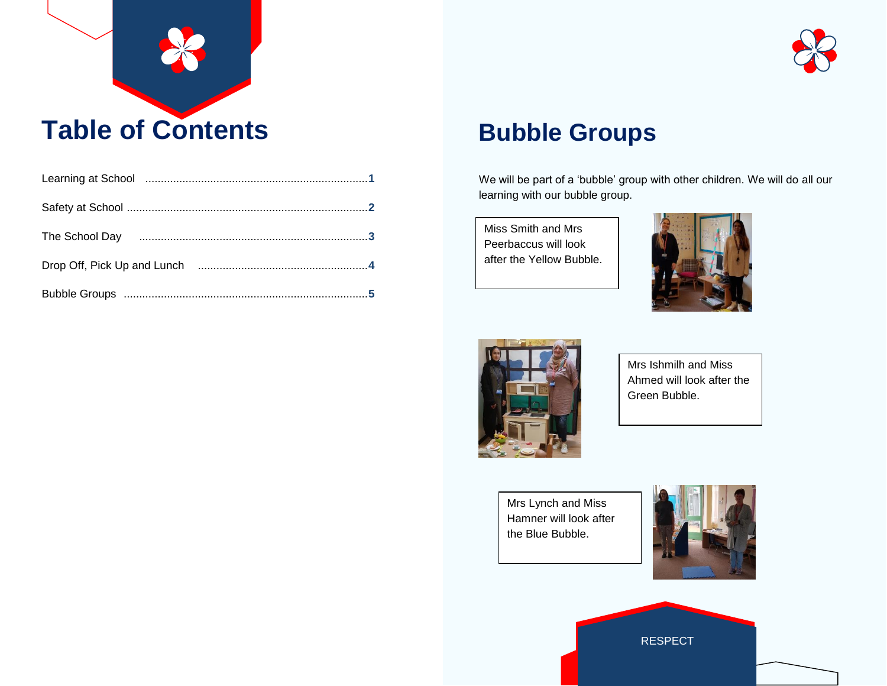# Table of Contents

Learning at School ........................................................................1

Safety at School ............................................................................2

The School Day ..........................................................................3

Drop Off, Pick Up and Lunch .......................................................4

Bubble Groups ..............................................................................5

# Bubble Groups

We will be part of a 'bubble' group with other children. We will do all our learning with our bubble group.

Miss Smith and Mrs Peerbaccus will look after the Yellow Bubble.

Mrs Ishmilh and Miss Ahmed will look after the Green Bubble.

Mrs Lynch and Miss Hamner will look after the Blue Bubble.

RESPECT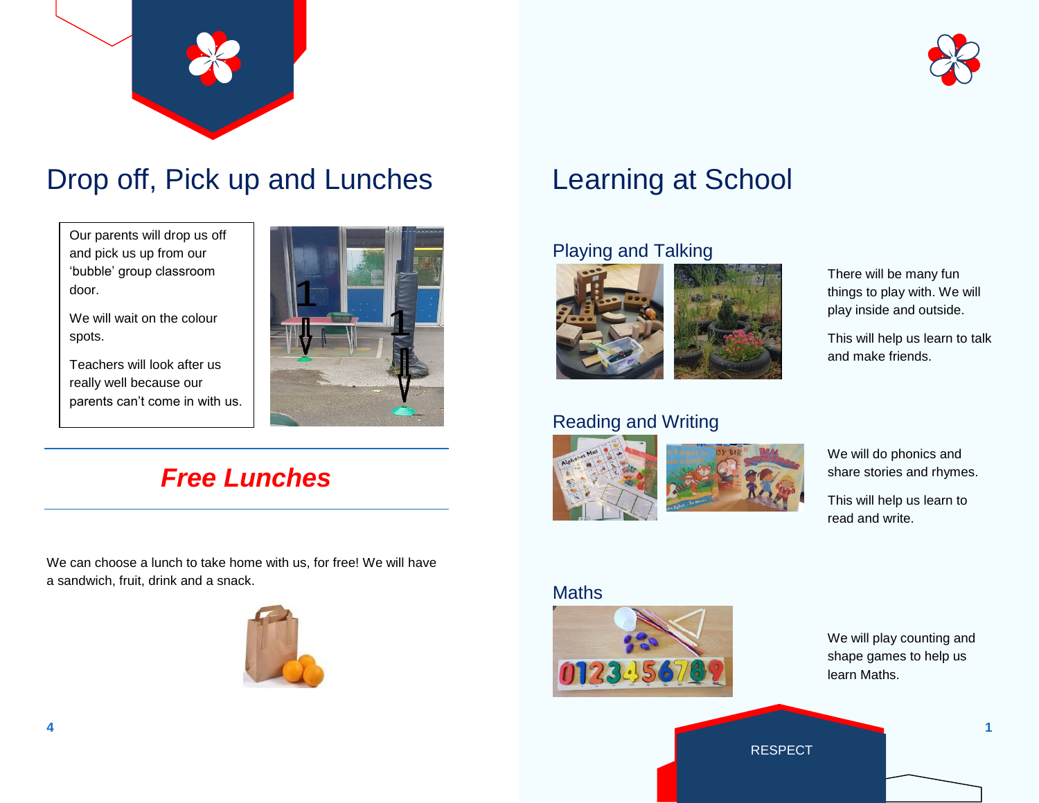# Drop off, Pick up and Lunches

Our parents will drop us off and pick us up from our ‘bubble’ group classroom door.

We will wait on the colour spots.

Teachers will look after us really well because our parents can’t come in with us.

## *Free Lunches*

We can choose a lunch to take home with us, for free! We will have a sandwich, fruit, drink and a snack.

# Learning at School

## Playing and Talking

There will be many fun things to play with. We will play inside and outside.

This will help us learn to talk and make friends.

## Reading and Writing

We will do phonics and share stories and rhymes.

This will help us learn to read and write.

## Maths

We will play counting and shape games to help us learn Maths.

RESPECT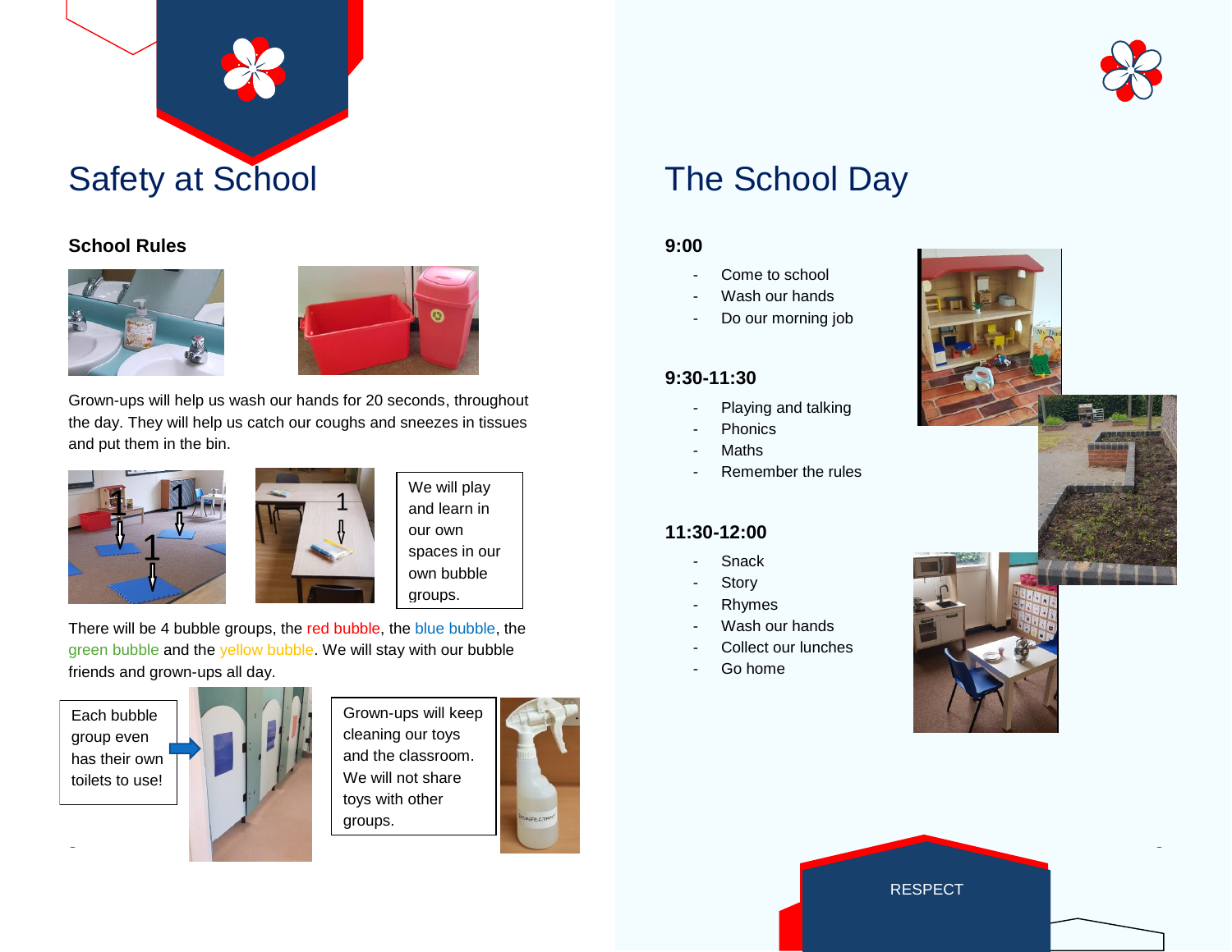# Safety at School

**School Rules**

Grown-ups will help us wash our hands for 20 seconds, throughout the day. They will help us catch our coughs and sneezes in tissues and put them in the bin.

We will play and learn in our own spaces in our own bubble groups.

There will be 4 bubble groups, the red bubble, the blue bubble, the green bubble and the yellow bubble. We will stay with our bubble friends and grown-ups all day.

Each bubble group even has their own toilets to use!

Grown-ups will keep cleaning our toys and the classroom. We will not share toys with other groups.

# The School Day

**9:00**

- Come to school
- Wash our hands
- Do our morning job

**9:30-11:30**

- Playing and talking
- Phonics
- Maths
- Remember the rules

**11:30-12:00**

- Snack
- Story
- Rhymes
- Wash our hands
- Collect our lunches
- Go home

RESPECT